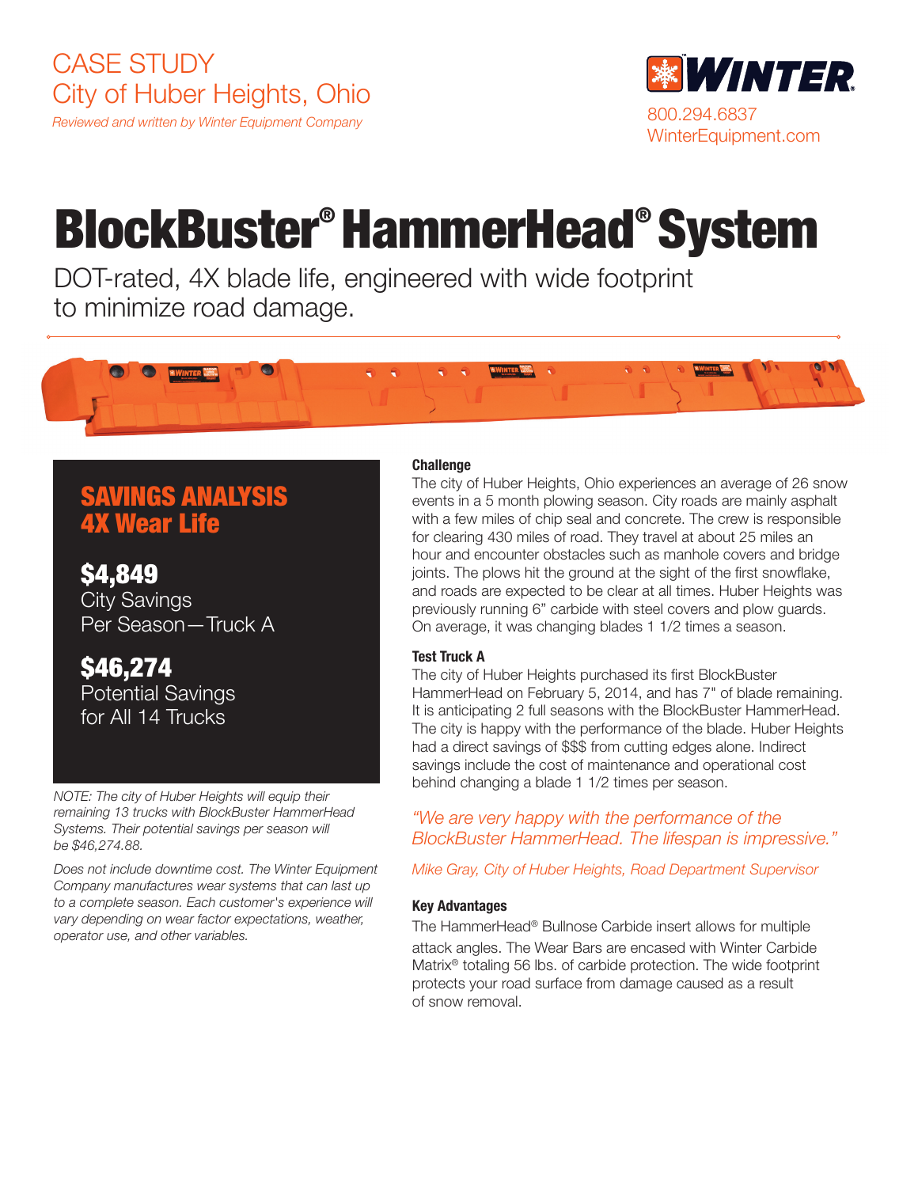CASE STUDY

City of Huber Heights, Ohio

*Reviewed and written by Winter Equipment Company*

WINTER

800.294.6837

WinterEquipment.com

# BlockBuster® HammerHead® System

DOT-rated, 4X blade life, engineered with wide footprint to minimize road damage.

## SAVINGS ANALYSIS 4X Wear Life

**$4,849**
City Savings Per Season—Truck A

**$46,274**
Potential Savings for All 14 Trucks

*NOTE: The city of Huber Heights will equip their remaining 13 trucks with BlockBuster HammerHead Systems. Their potential savings per season will be $46,274.88.*

*Does not include downtime cost. The Winter Equipment Company manufactures wear systems that can last up to a complete season. Each customer's experience will vary depending on wear factor expectations, weather, operator use, and other variables.*

### Challenge

The city of Huber Heights, Ohio experiences an average of 26 snow events in a 5 month plowing season. City roads are mainly asphalt with a few miles of chip seal and concrete. The crew is responsible for clearing 430 miles of road. They travel at about 25 miles an hour and encounter obstacles such as manhole covers and bridge joints. The plows hit the ground at the sight of the first snowflake, and roads are expected to be clear at all times. Huber Heights was previously running 6" carbide with steel covers and plow guards. On average, it was changing blades 1 1/2 times a season.

### Test Truck A

The city of Huber Heights purchased its first BlockBuster HammerHead on February 5, 2014, and has 7" of blade remaining. It is anticipating 2 full seasons with the BlockBuster HammerHead. The city is happy with the performance of the blade. Huber Heights had a direct savings of $$$ from cutting edges alone. Indirect savings include the cost of maintenance and operational cost behind changing a blade 1 1/2 times per season.

*"We are very happy with the performance of the BlockBuster HammerHead. The lifespan is impressive."*

*Mike Gray, City of Huber Heights, Road Department Supervisor*

### Key Advantages

The HammerHead® Bullnose Carbide insert allows for multiple attack angles. The Wear Bars are encased with Winter Carbide Matrix® totaling 56 lbs. of carbide protection. The wide footprint protects your road surface from damage caused as a result of snow removal.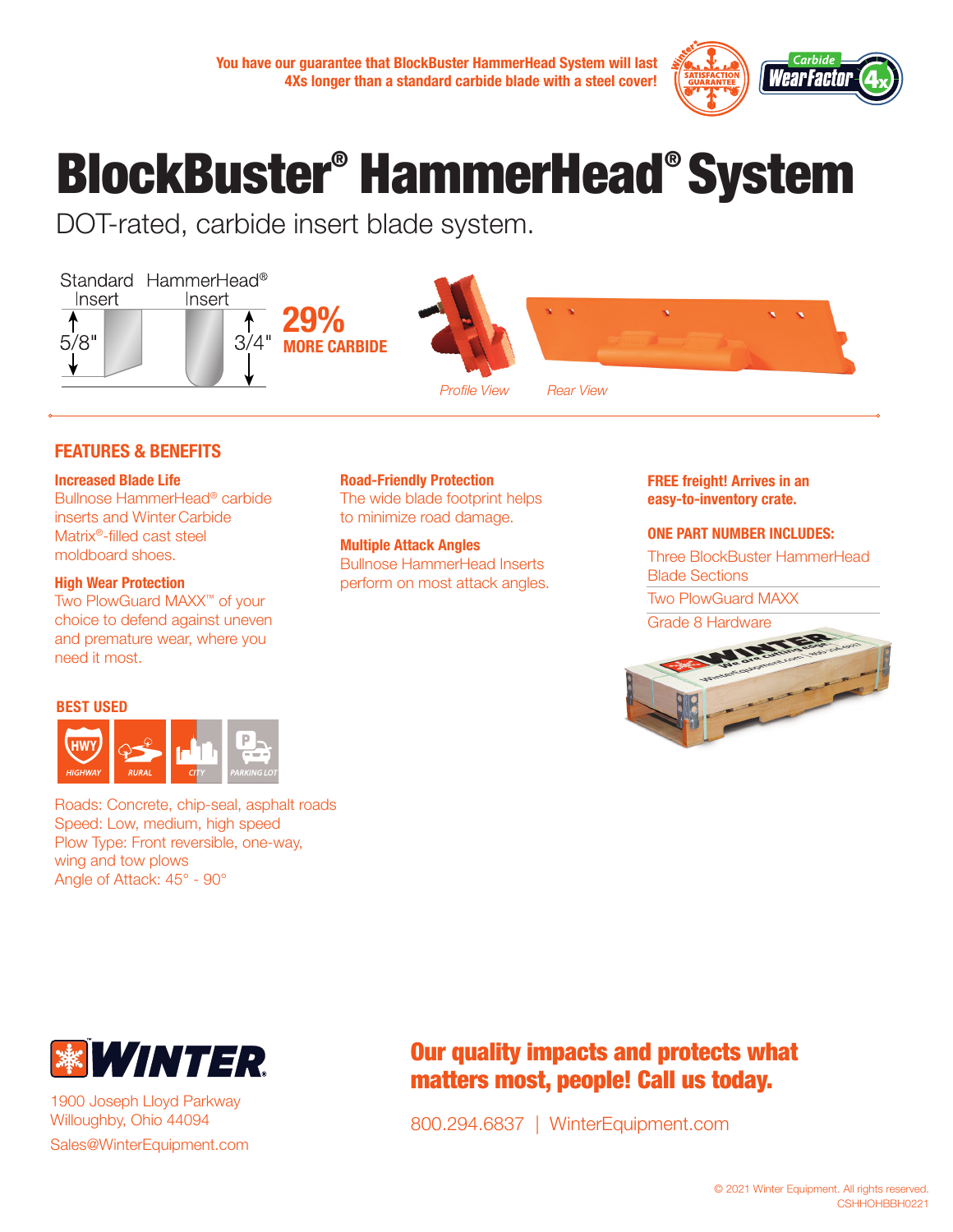You have our guarantee that BlockBuster HammerHead System will last 4Xs longer than a standard carbide blade with a steel cover!

# BlockBuster® HammerHead® System

DOT-rated, carbide insert blade system.

Standard Insert 5/8"

HammerHead® Insert 3/4"

**29% MORE CARBIDE**

*Profile View* *Rear View*

## FEATURES & BENEFITS

**Increased Blade Life**
Bullnose HammerHead® carbide inserts and Winter Carbide Matrix®-filled cast steel moldboard shoes.

**High Wear Protection**
Two PlowGuard MAXX™ of your choice to defend against uneven and premature wear, where you need it most.

**Road-Friendly Protection**
The wide blade footprint helps to minimize road damage.

**Multiple Attack Angles**
Bullnose HammerHead Inserts perform on most attack angles.

**FREE freight! Arrives in an easy-to-inventory crate.**

**ONE PART NUMBER INCLUDES:**

- Three BlockBuster HammerHead Blade Sections
- Two PlowGuard MAXX
- Grade 8 Hardware

**BEST USED**

HIGHWAY RURAL CITY PARKING LOT

Roads: Concrete, chip-seal, asphalt roads
Speed: Low, medium, high speed
Plow Type: Front reversible, one-way, wing and tow plows
Angle of Attack: 45° - 90°

WINTER

1900 Joseph Lloyd Parkway
Willoughby, Ohio 44094
Sales@WinterEquipment.com

**Our quality impacts and protects what matters most, people! Call us today.**

800.294.6837 | WinterEquipment.com

© 2021 Winter Equipment. All rights reserved.
CSHHOHBBH0221